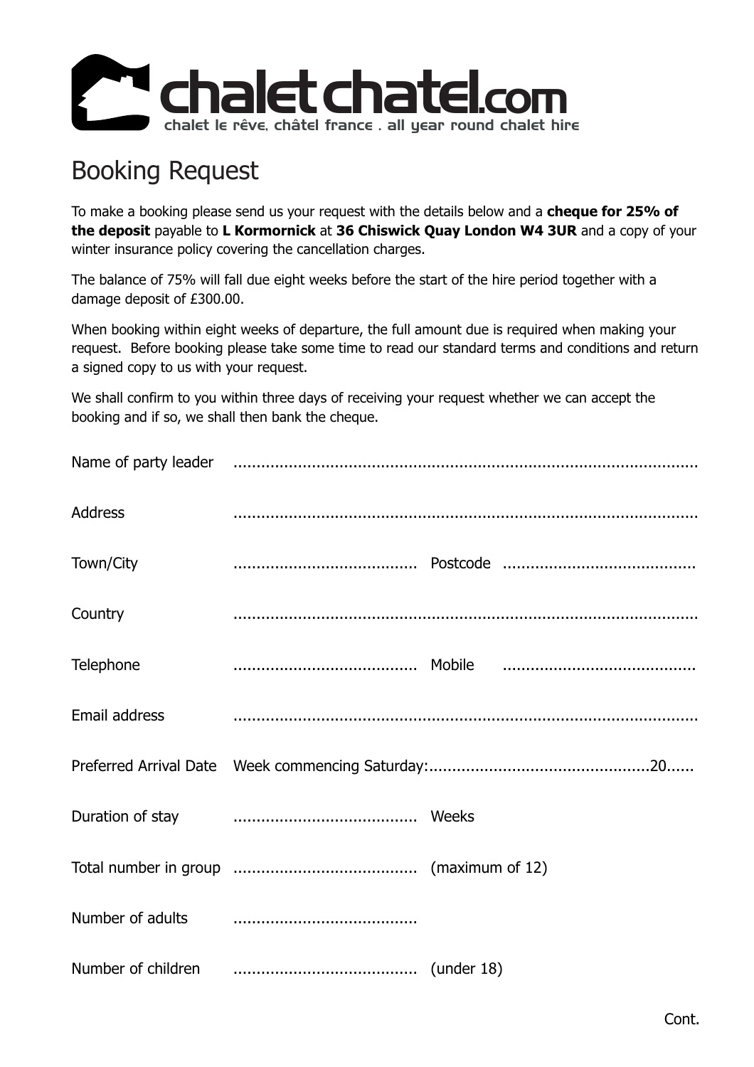chaletchatel.com
chalet le rêve, châtel france . all year round chalet hire

# Booking Request

To make a booking please send us your request with the details below and a **cheque for 25% of the deposit** payable to **L Kormornick** at **36 Chiswick Quay London W4 3UR** and a copy of your winter insurance policy covering the cancellation charges.

The balance of 75% will fall due eight weeks before the start of the hire period together with a damage deposit of £300.00.

When booking within eight weeks of departure, the full amount due is required when making your request. Before booking please take some time to read our standard terms and conditions and return a signed copy to us with your request.

We shall confirm to you within three days of receiving your request whether we can accept the booking and if so, we shall then bank the cheque.

Name of party leader ..........................................................................................

Address ..........................................................................................

Town/City ........................................ Postcode ..........................................

Country ..........................................................................................

Telephone ........................................ Mobile ..........................................

Email address ..........................................................................................

Preferred Arrival Date Week commencing Saturday:................................................20......

Duration of stay ........................................ Weeks

Total number in group ........................................ (maximum of 12)

Number of adults ........................................

Number of children ........................................ (under 18)

Cont.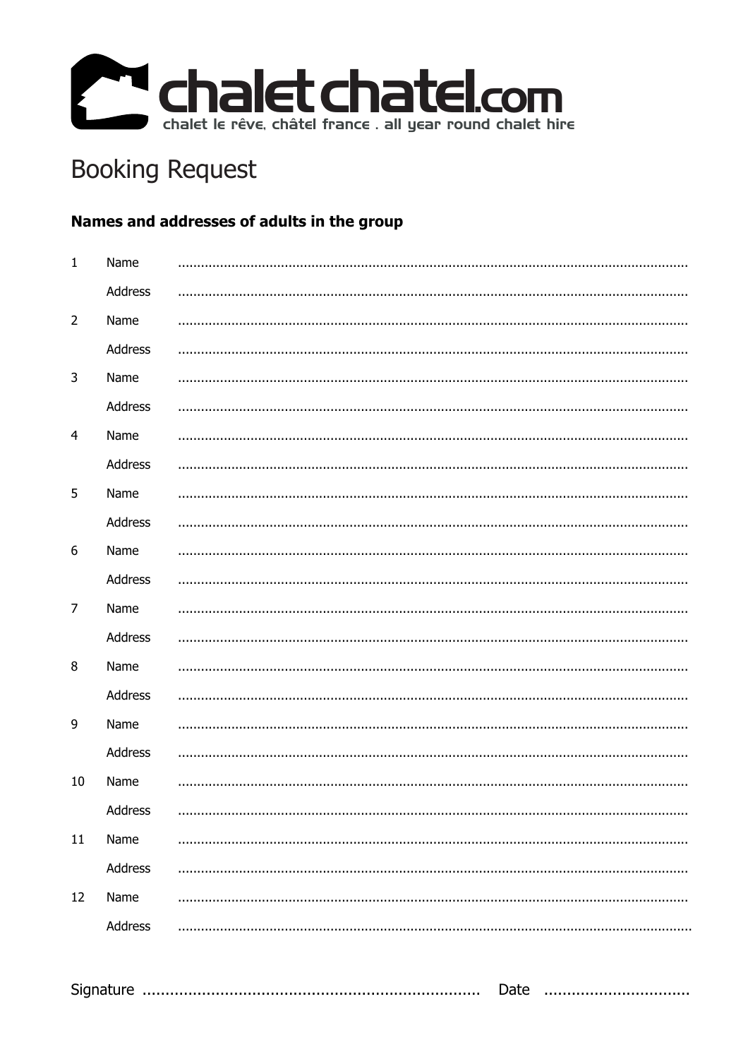chalet chatel.com
chalet le rêve, châtel france . all year round chalet hire

# Booking Request

**Names and addresses of adults in the group**

1 Name ..................................................................................................................................

Address ..................................................................................................................................

2 Name ..................................................................................................................................

Address ..................................................................................................................................

3 Name ..................................................................................................................................

Address ..................................................................................................................................

4 Name ..................................................................................................................................

Address ..................................................................................................................................

5 Name ..................................................................................................................................

Address ..................................................................................................................................

6 Name ..................................................................................................................................

Address ..................................................................................................................................

7 Name ..................................................................................................................................

Address ..................................................................................................................................

8 Name ..................................................................................................................................

Address ..................................................................................................................................

9 Name ..................................................................................................................................

Address ..................................................................................................................................

10 Name ..................................................................................................................................

Address ..................................................................................................................................

11 Name ..................................................................................................................................

Address ..................................................................................................................................

12 Name ..................................................................................................................................

Address ..................................................................................................................................

Signature .......................................................................... Date ................................